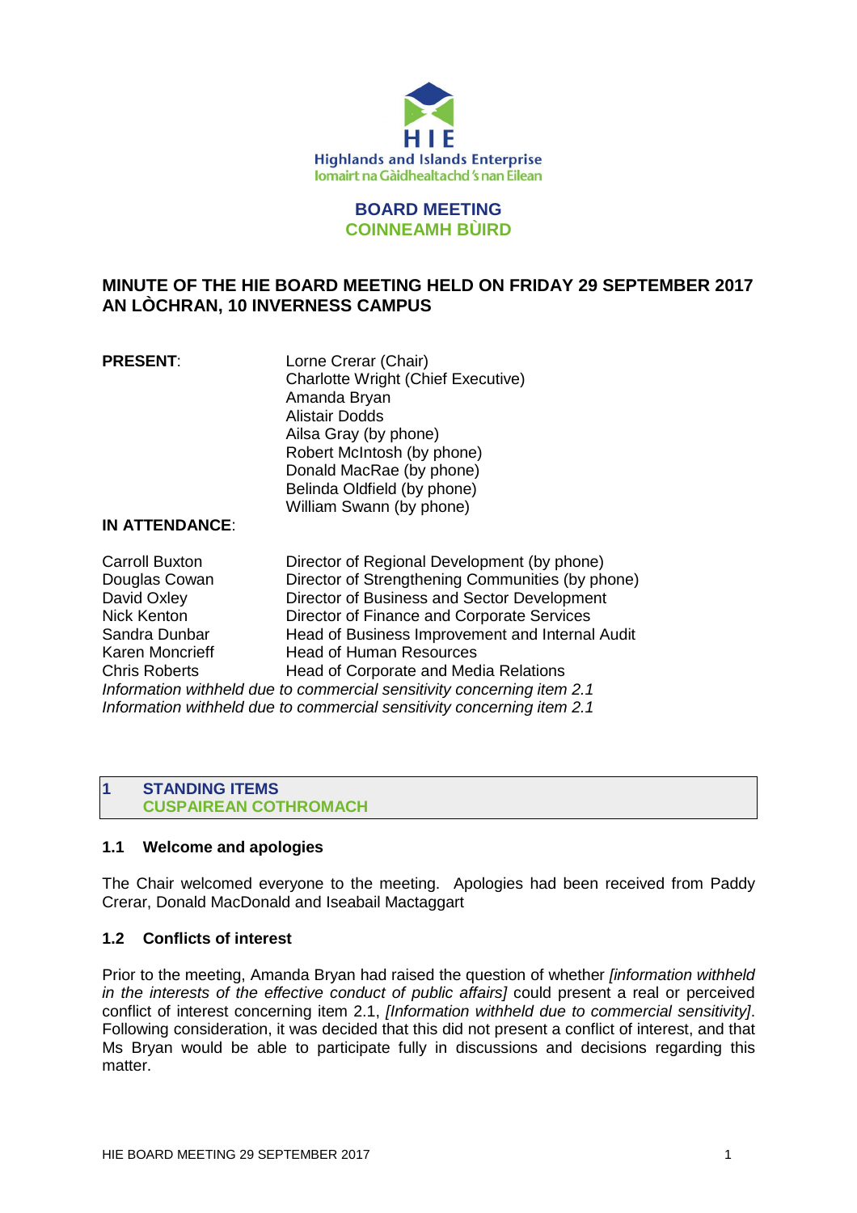Highlands and Islands Enterprise
Iomairt na Gàidhealtachd 's nan Eilean

# BOARD MEETING
# COINNEAMH BÙIRD

## MINUTE OF THE HIE BOARD MEETING HELD ON FRIDAY 29 SEPTEMBER 2017 AN LÒCHRAN, 10 INVERNESS CAMPUS

**PRESENT**:

Lorne Crerar (Chair)
Charlotte Wright (Chief Executive)
Amanda Bryan
Alistair Dodds
Ailsa Gray (by phone)
Robert McIntosh (by phone)
Donald MacRae (by phone)
Belinda Oldfield (by phone)
William Swann (by phone)

**IN ATTENDANCE**:

| | |
|---|---|
| Carroll Buxton | Director of Regional Development (by phone) |
| Douglas Cowan | Director of Strengthening Communities (by phone) |
| David Oxley | Director of Business and Sector Development |
| Nick Kenton | Director of Finance and Corporate Services |
| Sandra Dunbar | Head of Business Improvement and Internal Audit |
| Karen Moncrieff | Head of Human Resources |
| Chris Roberts | Head of Corporate and Media Relations |

*Information withheld due to commercial sensitivity concerning item 2.1*
*Information withheld due to commercial sensitivity concerning item 2.1*

## 1 STANDING ITEMS
## CUSPAIREAN COTHROMACH

### 1.1 Welcome and apologies

The Chair welcomed everyone to the meeting. Apologies had been received from Paddy Crerar, Donald MacDonald and Iseabail Mactaggart

### 1.2 Conflicts of interest

Prior to the meeting, Amanda Bryan had raised the question of whether *[information withheld in the interests of the effective conduct of public affairs]* could present a real or perceived conflict of interest concerning item 2.1, *[Information withheld due to commercial sensitivity]*. Following consideration, it was decided that this did not present a conflict of interest, and that Ms Bryan would be able to participate fully in discussions and decisions regarding this matter.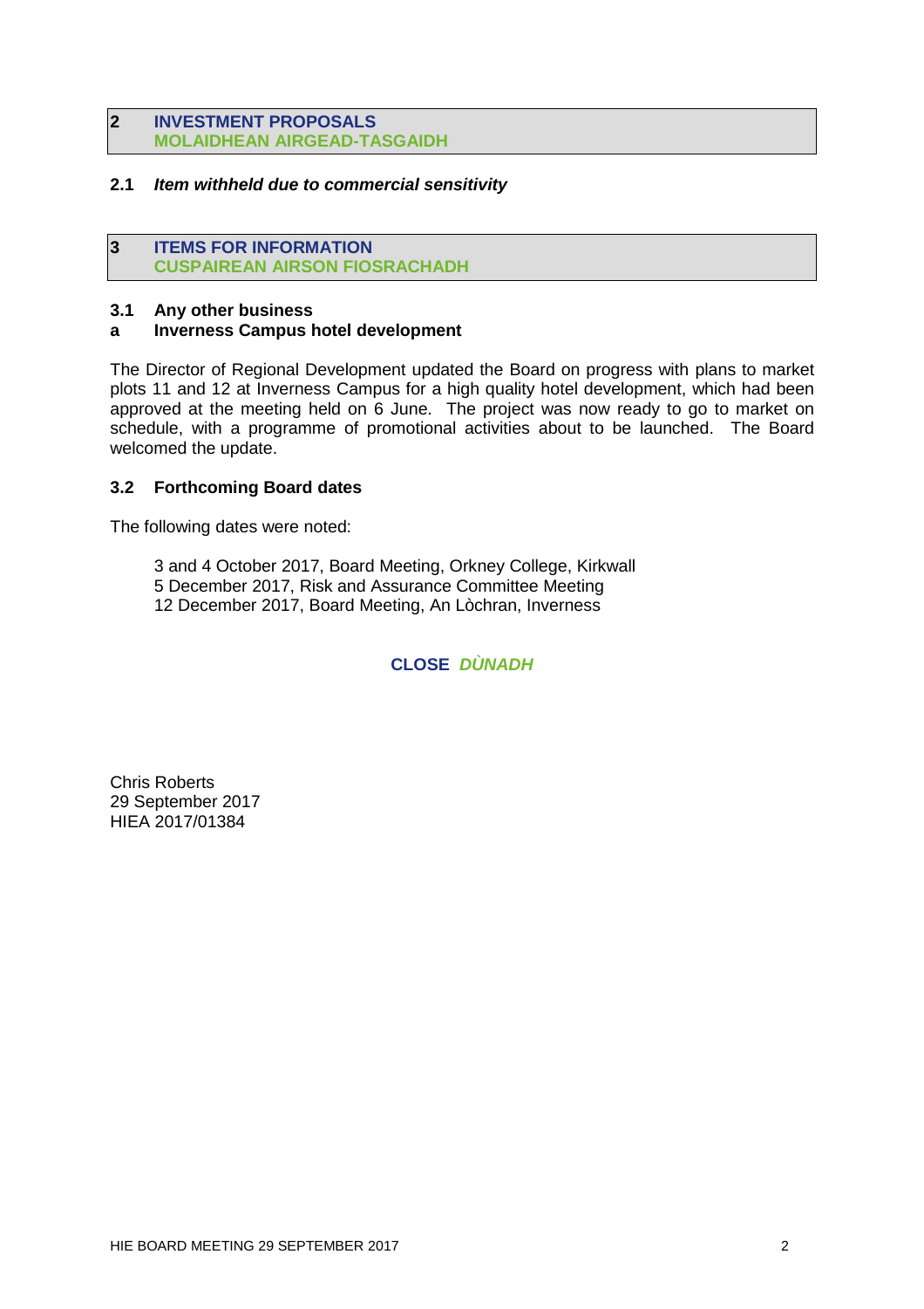## 2 INVESTMENT PROPOSALS
## MOLAIDHEAN AIRGEAD-TASGAIDH

**2.1** ***Item withheld due to commercial sensitivity***

## 3 ITEMS FOR INFORMATION
## CUSPAIREAN AIRSON FIOSRACHADH

**3.1 Any other business**

**a Inverness Campus hotel development**

The Director of Regional Development updated the Board on progress with plans to market plots 11 and 12 at Inverness Campus for a high quality hotel development, which had been approved at the meeting held on 6 June. The project was now ready to go to market on schedule, with a programme of promotional activities about to be launched. The Board welcomed the update.

**3.2 Forthcoming Board dates**

The following dates were noted:

3 and 4 October 2017, Board Meeting, Orkney College, Kirkwall
5 December 2017, Risk and Assurance Committee Meeting
12 December 2017, Board Meeting, An Lòchran, Inverness

**CLOSE** ***DÙNADH***

Chris Roberts
29 September 2017
HIEA 2017/01384